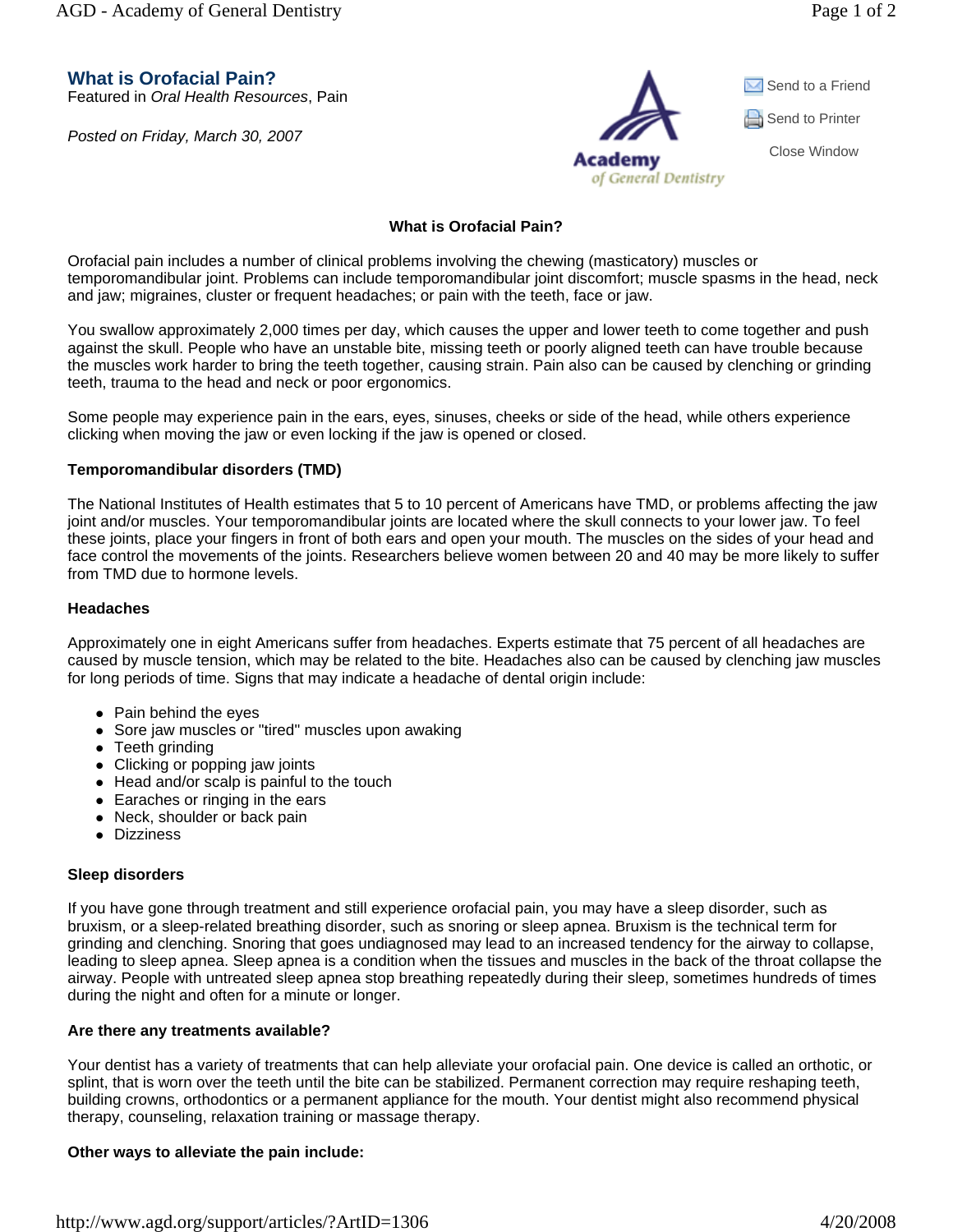# What is Orofacial Pain?

Featured in *Oral Health Resources*, Pain

*Posted on Friday, March 30, 2007*

Send to a Friend

Send to Printer

Close Window

## What is Orofacial Pain?

Orofacial pain includes a number of clinical problems involving the chewing (masticatory) muscles or temporomandibular joint. Problems can include temporomandibular joint discomfort; muscle spasms in the head, neck and jaw; migraines, cluster or frequent headaches; or pain with the teeth, face or jaw.

You swallow approximately 2,000 times per day, which causes the upper and lower teeth to come together and push against the skull. People who have an unstable bite, missing teeth or poorly aligned teeth can have trouble because the muscles work harder to bring the teeth together, causing strain. Pain also can be caused by clenching or grinding teeth, trauma to the head and neck or poor ergonomics.

Some people may experience pain in the ears, eyes, sinuses, cheeks or side of the head, while others experience clicking when moving the jaw or even locking if the jaw is opened or closed.

### Temporomandibular disorders (TMD)

The National Institutes of Health estimates that 5 to 10 percent of Americans have TMD, or problems affecting the jaw joint and/or muscles. Your temporomandibular joints are located where the skull connects to your lower jaw. To feel these joints, place your fingers in front of both ears and open your mouth. The muscles on the sides of your head and face control the movements of the joints. Researchers believe women between 20 and 40 may be more likely to suffer from TMD due to hormone levels.

### Headaches

Approximately one in eight Americans suffer from headaches. Experts estimate that 75 percent of all headaches are caused by muscle tension, which may be related to the bite. Headaches also can be caused by clenching jaw muscles for long periods of time. Signs that may indicate a headache of dental origin include:

- Pain behind the eyes
- Sore jaw muscles or "tired" muscles upon awaking
- Teeth grinding
- Clicking or popping jaw joints
- Head and/or scalp is painful to the touch
- Earaches or ringing in the ears
- Neck, shoulder or back pain
- Dizziness

### Sleep disorders

If you have gone through treatment and still experience orofacial pain, you may have a sleep disorder, such as bruxism, or a sleep-related breathing disorder, such as snoring or sleep apnea. Bruxism is the technical term for grinding and clenching. Snoring that goes undiagnosed may lead to an increased tendency for the airway to collapse, leading to sleep apnea. Sleep apnea is a condition when the tissues and muscles in the back of the throat collapse the airway. People with untreated sleep apnea stop breathing repeatedly during their sleep, sometimes hundreds of times during the night and often for a minute or longer.

### Are there any treatments available?

Your dentist has a variety of treatments that can help alleviate your orofacial pain. One device is called an orthotic, or splint, that is worn over the teeth until the bite can be stabilized. Permanent correction may require reshaping teeth, building crowns, orthodontics or a permanent appliance for the mouth. Your dentist might also recommend physical therapy, counseling, relaxation training or massage therapy.

### Other ways to alleviate the pain include: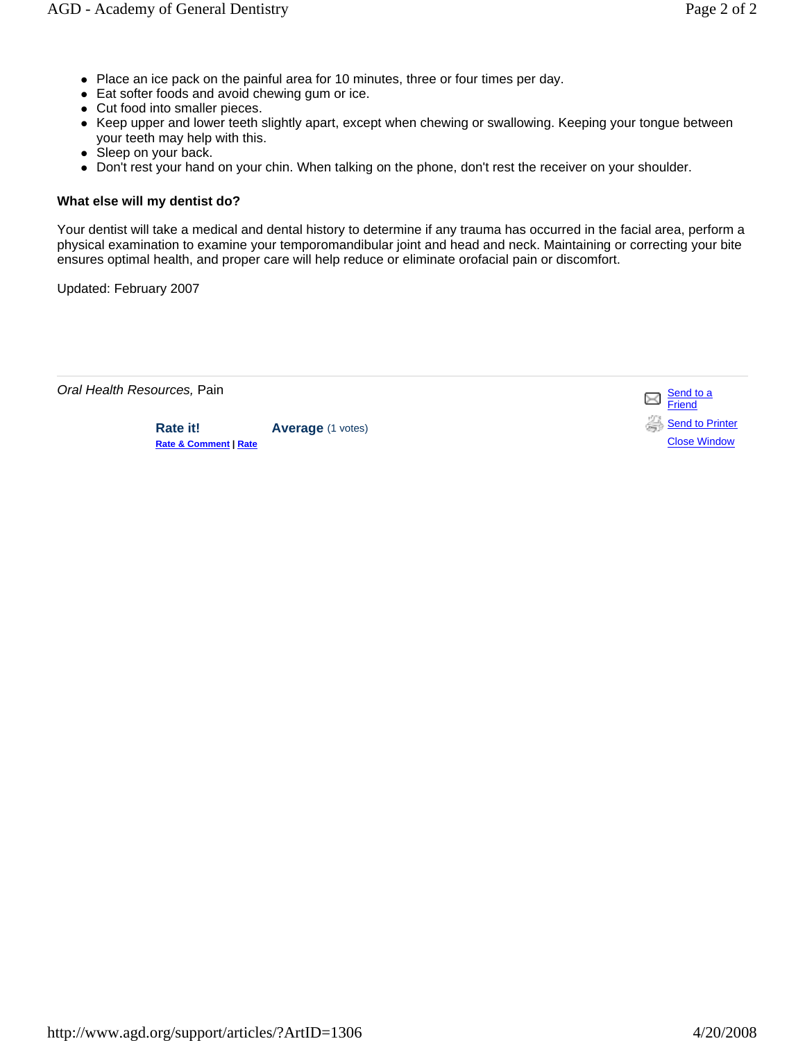- Place an ice pack on the painful area for 10 minutes, three or four times per day.
- Eat softer foods and avoid chewing gum or ice.
- Cut food into smaller pieces.
- Keep upper and lower teeth slightly apart, except when chewing or swallowing. Keeping your tongue between your teeth may help with this.
- Sleep on your back.
- Don't rest your hand on your chin. When talking on the phone, don't rest the receiver on your shoulder.

**What else will my dentist do?**

Your dentist will take a medical and dental history to determine if any trauma has occurred in the facial area, perform a physical examination to examine your temporomandibular joint and head and neck. Maintaining or correcting your bite ensures optimal health, and proper care will help reduce or eliminate orofacial pain or discomfort.

Updated: February 2007

---

*Oral Health Resources,* Pain

**Rate it!** **Average** (1 votes)

**Rate & Comment** | **Rate**

Send to a Friend

Send to Printer

Close Window